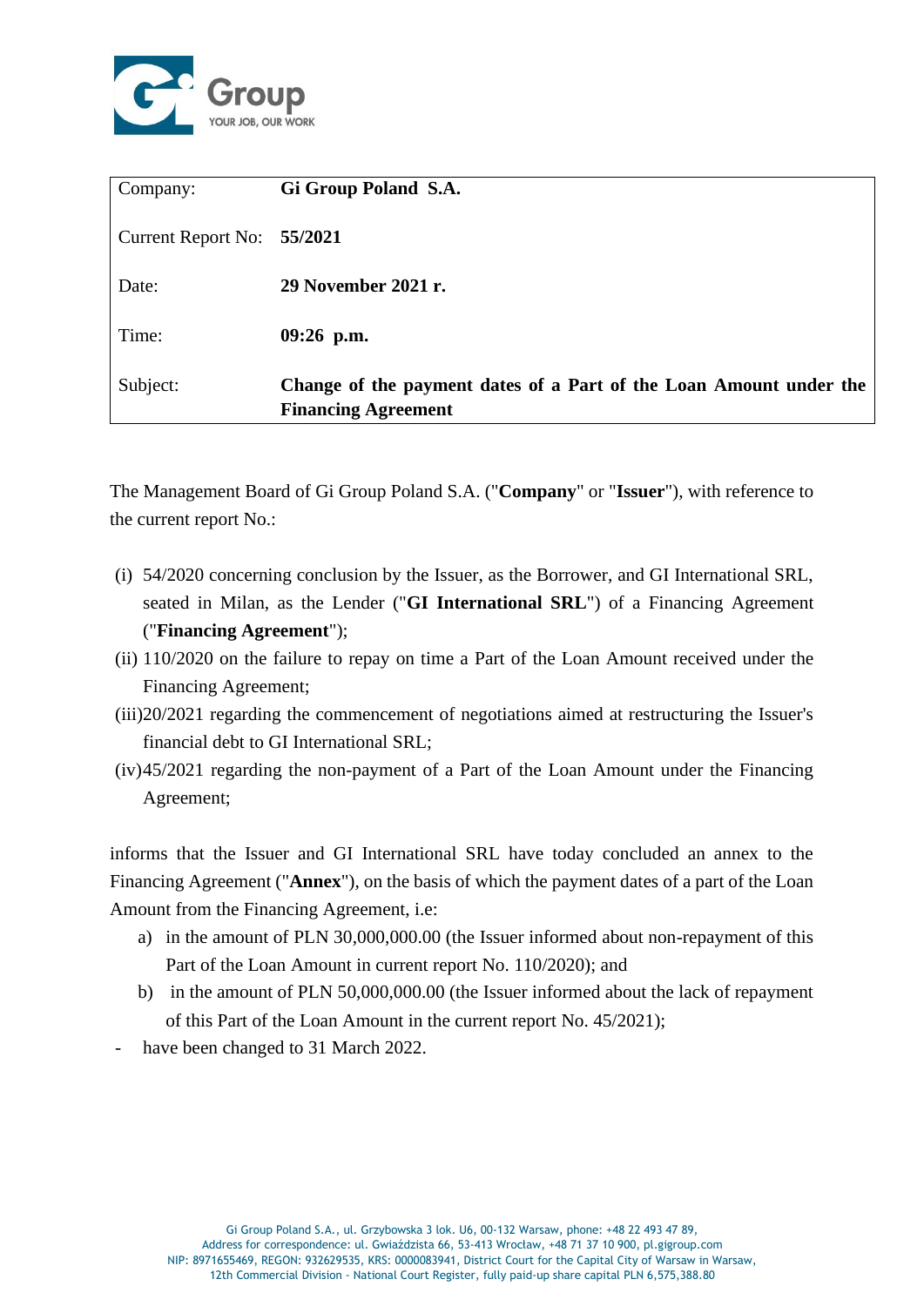| | |
|---|---|
| Company: | **Gi Group Poland S.A.** |
| Current Report No: | **55/2021** |
| Date: | **29 November 2021 r.** |
| Time: | **09:26 p.m.** |
| Subject: | **Change of the payment dates of a Part of the Loan Amount under the Financing Agreement** |

The Management Board of Gi Group Poland S.A. ("**Company**" or "**Issuer**"), with reference to the current report No.:

(i) 54/2020 concerning conclusion by the Issuer, as the Borrower, and GI International SRL, seated in Milan, as the Lender ("**GI International SRL**") of a Financing Agreement ("**Financing Agreement**");

(ii) 110/2020 on the failure to repay on time a Part of the Loan Amount received under the Financing Agreement;

(iii) 20/2021 regarding the commencement of negotiations aimed at restructuring the Issuer's financial debt to GI International SRL;

(iv) 45/2021 regarding the non-payment of a Part of the Loan Amount under the Financing Agreement;

informs that the Issuer and GI International SRL have today concluded an annex to the Financing Agreement ("**Annex**"), on the basis of which the payment dates of a part of the Loan Amount from the Financing Agreement, i.e:

a) in the amount of PLN 30,000,000.00 (the Issuer informed about non-repayment of this Part of the Loan Amount in current report No. 110/2020); and

b) in the amount of PLN 50,000,000.00 (the Issuer informed about the lack of repayment of this Part of the Loan Amount in the current report No. 45/2021);

- have been changed to 31 March 2022.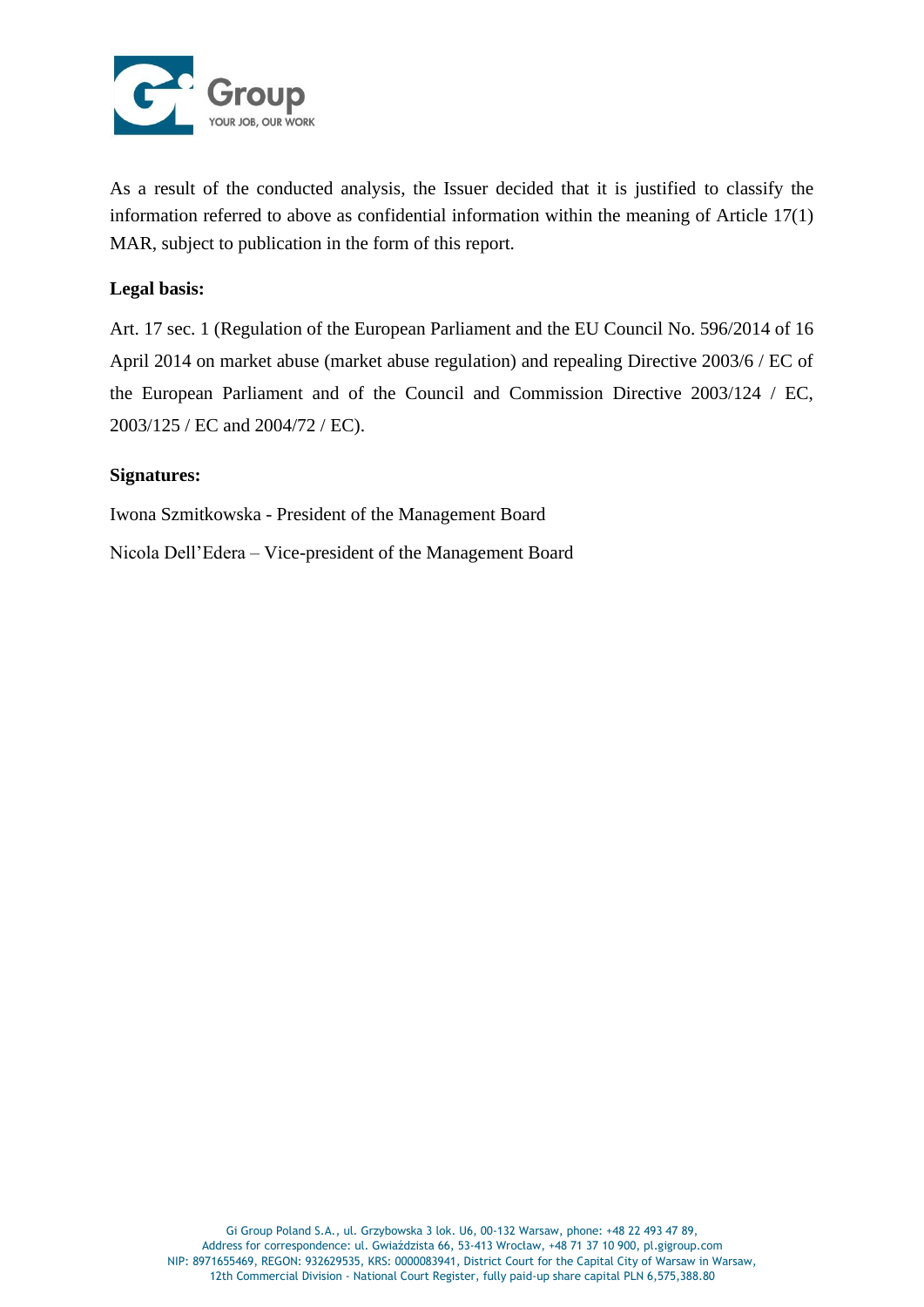As a result of the conducted analysis, the Issuer decided that it is justified to classify the information referred to above as confidential information within the meaning of Article 17(1) MAR, subject to publication in the form of this report.

**Legal basis:**

Art. 17 sec. 1 (Regulation of the European Parliament and the EU Council No. 596/2014 of 16 April 2014 on market abuse (market abuse regulation) and repealing Directive 2003/6 / EC of the European Parliament and of the Council and Commission Directive 2003/124 / EC, 2003/125 / EC and 2004/72 / EC).

**Signatures:**

Iwona Szmitkowska - President of the Management Board

Nicola Dell'Edera – Vice-president of the Management Board